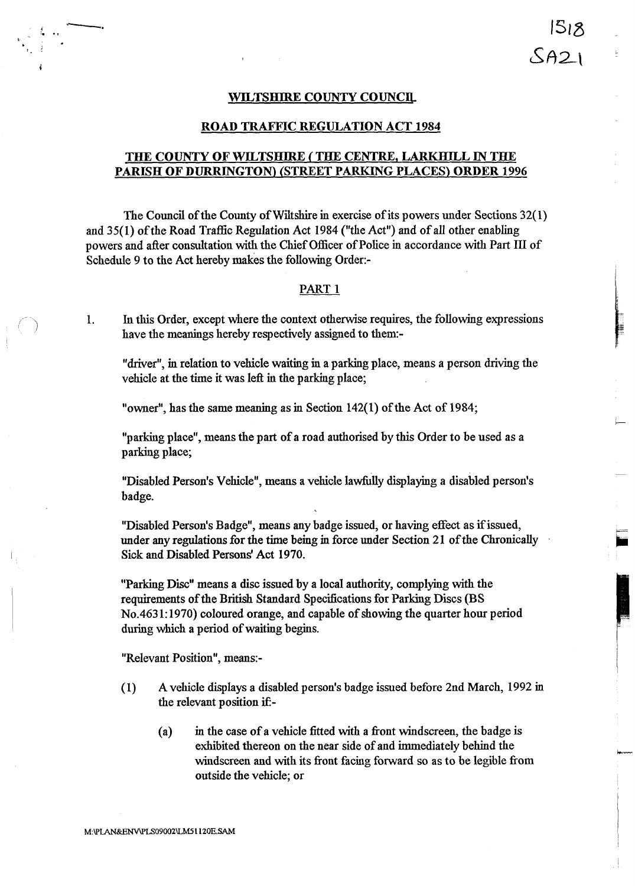1518
SA21

**WILTSHIRE COUNTY COUNCIL**

**ROAD TRAFFIC REGULATION ACT 1984**

**THE COUNTY OF WILTSHIRE ( THE CENTRE, LARKHILL IN THE PARISH OF DURRINGTON) (STREET PARKING PLACES) ORDER 1996**

The Council of the County of Wiltshire in exercise of its powers under Sections 32(1) and 35(1) of the Road Traffic Regulation Act 1984 ("the Act") and of all other enabling powers and after consultation with the Chief Officer of Police in accordance with Part III of Schedule 9 to the Act hereby makes the following Order:-

**PART 1**

1. In this Order, except where the context otherwise requires, the following expressions have the meanings hereby respectively assigned to them:-

   "driver", in relation to vehicle waiting in a parking place, means a person driving the vehicle at the time it was left in the parking place;

   "owner", has the same meaning as in Section 142(1) of the Act of 1984;

   "parking place", means the part of a road authorised by this Order to be used as a parking place;

   "Disabled Person's Vehicle", means a vehicle lawfully displaying a disabled person's badge.

   "Disabled Person's Badge", means any badge issued, or having effect as if issued, under any regulations for the time being in force under Section 21 of the Chronically Sick and Disabled Persons' Act 1970.

   "Parking Disc" means a disc issued by a local authority, complying with the requirements of the British Standard Specifications for Parking Discs (BS No.4631:1970) coloured orange, and capable of showing the quarter hour period during which a period of waiting begins.

   "Relevant Position", means:-

   (1) A vehicle displays a disabled person's badge issued before 2nd March, 1992 in the relevant position if:-

      (a) in the case of a vehicle fitted with a front windscreen, the badge is exhibited thereon on the near side of and immediately behind the windscreen and with its front facing forward so as to be legible from outside the vehicle; or

M:\PLAN&ENV\PLS09002\LM51120E.SAM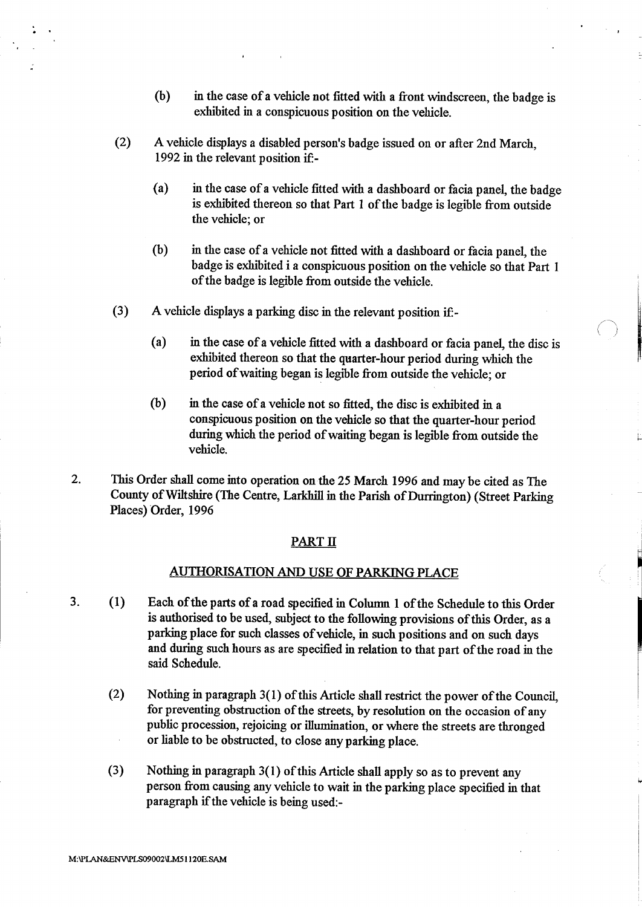(b) in the case of a vehicle not fitted with a front windscreen, the badge is exhibited in a conspicuous position on the vehicle.

(2) A vehicle displays a disabled person's badge issued on or after 2nd March, 1992 in the relevant position if:-

(a) in the case of a vehicle fitted with a dashboard or facia panel, the badge is exhibited thereon so that Part 1 of the badge is legible from outside the vehicle; or

(b) in the case of a vehicle not fitted with a dashboard or facia panel, the badge is exhibited i a conspicuous position on the vehicle so that Part 1 of the badge is legible from outside the vehicle.

(3) A vehicle displays a parking disc in the relevant position if:-

(a) in the case of a vehicle fitted with a dashboard or facia panel, the disc is exhibited thereon so that the quarter-hour period during which the period of waiting began is legible from outside the vehicle; or

(b) in the case of a vehicle not so fitted, the disc is exhibited in a conspicuous position on the vehicle so that the quarter-hour period during which the period of waiting began is legible from outside the vehicle.

2. This Order shall come into operation on the 25 March 1996 and may be cited as The County of Wiltshire (The Centre, Larkhill in the Parish of Durrington) (Street Parking Places) Order, 1996

## PART II

## AUTHORISATION AND USE OF PARKING PLACE

3. (1) Each of the parts of a road specified in Column 1 of the Schedule to this Order is authorised to be used, subject to the following provisions of this Order, as a parking place for such classes of vehicle, in such positions and on such days and during such hours as are specified in relation to that part of the road in the said Schedule.

(2) Nothing in paragraph 3(1) of this Article shall restrict the power of the Council, for preventing obstruction of the streets, by resolution on the occasion of any public procession, rejoicing or illumination, or where the streets are thronged or liable to be obstructed, to close any parking place.

(3) Nothing in paragraph 3(1) of this Article shall apply so as to prevent any person from causing any vehicle to wait in the parking place specified in that paragraph if the vehicle is being used:-

M:\PLAN&ENV\PLS09002\LM51120E.SAM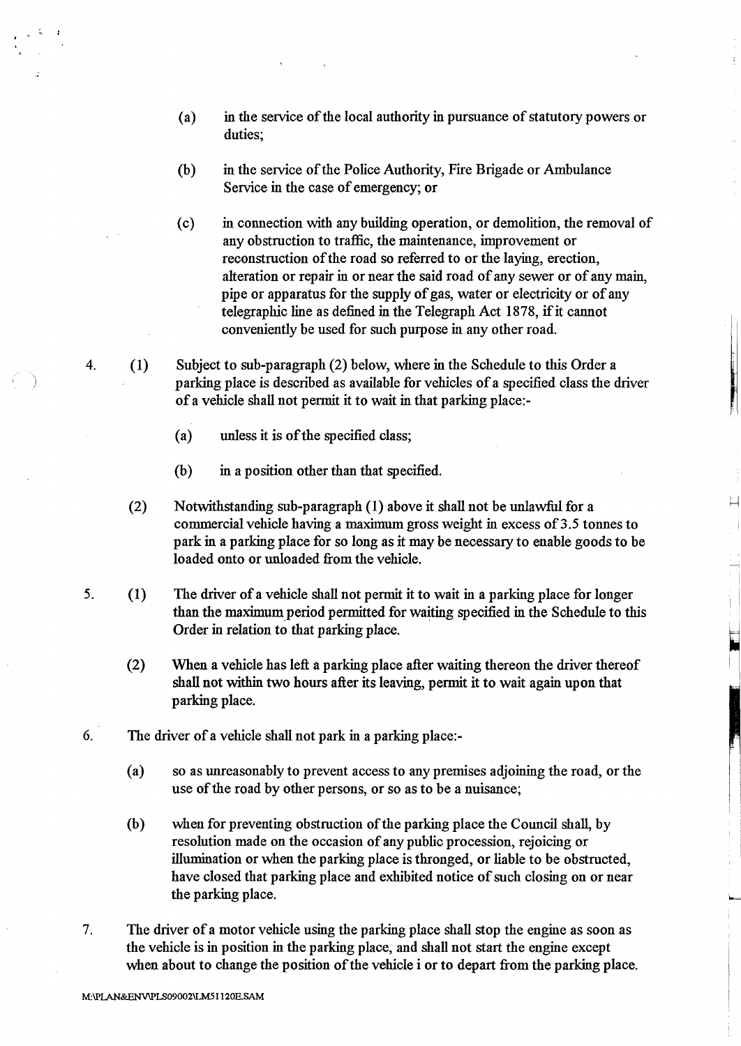(a) in the service of the local authority in pursuance of statutory powers or duties;

(b) in the service of the Police Authority, Fire Brigade or Ambulance Service in the case of emergency; or

(c) in connection with any building operation, or demolition, the removal of any obstruction to traffic, the maintenance, improvement or reconstruction of the road so referred to or the laying, erection, alteration or repair in or near the said road of any sewer or of any main, pipe or apparatus for the supply of gas, water or electricity or of any telegraphic line as defined in the Telegraph Act 1878, if it cannot conveniently be used for such purpose in any other road.

4. (1) Subject to sub-paragraph (2) below, where in the Schedule to this Order a parking place is described as available for vehicles of a specified class the driver of a vehicle shall not permit it to wait in that parking place:-

(a) unless it is of the specified class;

(b) in a position other than that specified.

(2) Notwithstanding sub-paragraph (1) above it shall not be unlawful for a commercial vehicle having a maximum gross weight in excess of 3.5 tonnes to park in a parking place for so long as it may be necessary to enable goods to be loaded onto or unloaded from the vehicle.

5. (1) The driver of a vehicle shall not permit it to wait in a parking place for longer than the maximum period permitted for waiting specified in the Schedule to this Order in relation to that parking place.

(2) When a vehicle has left a parking place after waiting thereon the driver thereof shall not within two hours after its leaving, permit it to wait again upon that parking place.

6. The driver of a vehicle shall not park in a parking place:-

(a) so as unreasonably to prevent access to any premises adjoining the road, or the use of the road by other persons, or so as to be a nuisance;

(b) when for preventing obstruction of the parking place the Council shall, by resolution made on the occasion of any public procession, rejoicing or illumination or when the parking place is thronged, or liable to be obstructed, have closed that parking place and exhibited notice of such closing on or near the parking place.

7. The driver of a motor vehicle using the parking place shall stop the engine as soon as the vehicle is in position in the parking place, and shall not start the engine except when about to change the position of the vehicle i or to depart from the parking place.

M:\PLAN&ENV\PLS09002\LM51120E.SAM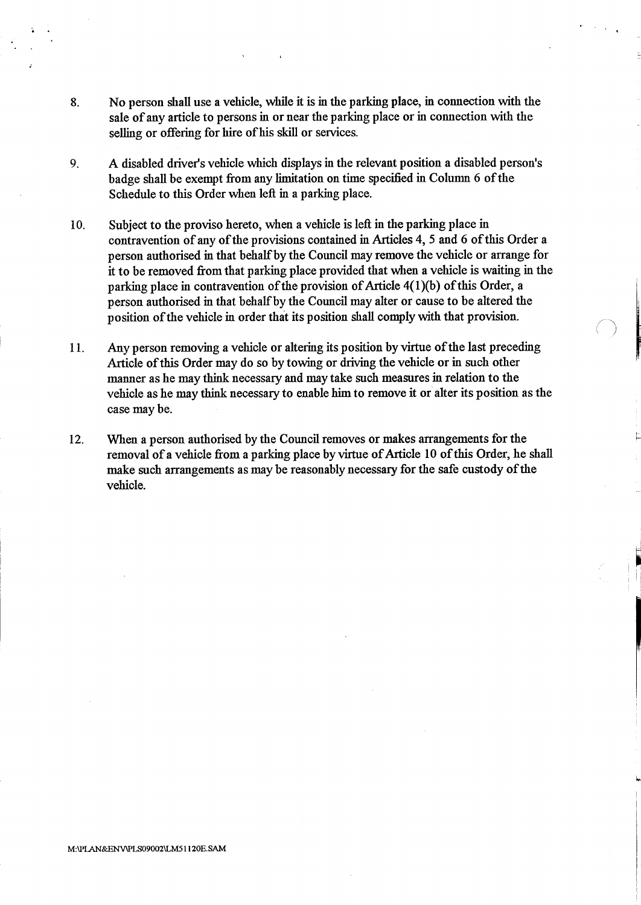8. No person shall use a vehicle, while it is in the parking place, in connection with the sale of any article to persons in or near the parking place or in connection with the selling or offering for hire of his skill or services.

9. A disabled driver's vehicle which displays in the relevant position a disabled person's badge shall be exempt from any limitation on time specified in Column 6 of the Schedule to this Order when left in a parking place.

10. Subject to the proviso hereto, when a vehicle is left in the parking place in contravention of any of the provisions contained in Articles 4, 5 and 6 of this Order a person authorised in that behalf by the Council may remove the vehicle or arrange for it to be removed from that parking place provided that when a vehicle is waiting in the parking place in contravention of the provision of Article 4(1)(b) of this Order, a person authorised in that behalf by the Council may alter or cause to be altered the position of the vehicle in order that its position shall comply with that provision.

11. Any person removing a vehicle or altering its position by virtue of the last preceding Article of this Order may do so by towing or driving the vehicle or in such other manner as he may think necessary and may take such measures in relation to the vehicle as he may think necessary to enable him to remove it or alter its position as the case may be.

12. When a person authorised by the Council removes or makes arrangements for the removal of a vehicle from a parking place by virtue of Article 10 of this Order, he shall make such arrangements as may be reasonably necessary for the safe custody of the vehicle.

M:\PLAN&ENV\PLS09002\LM51120E.SAM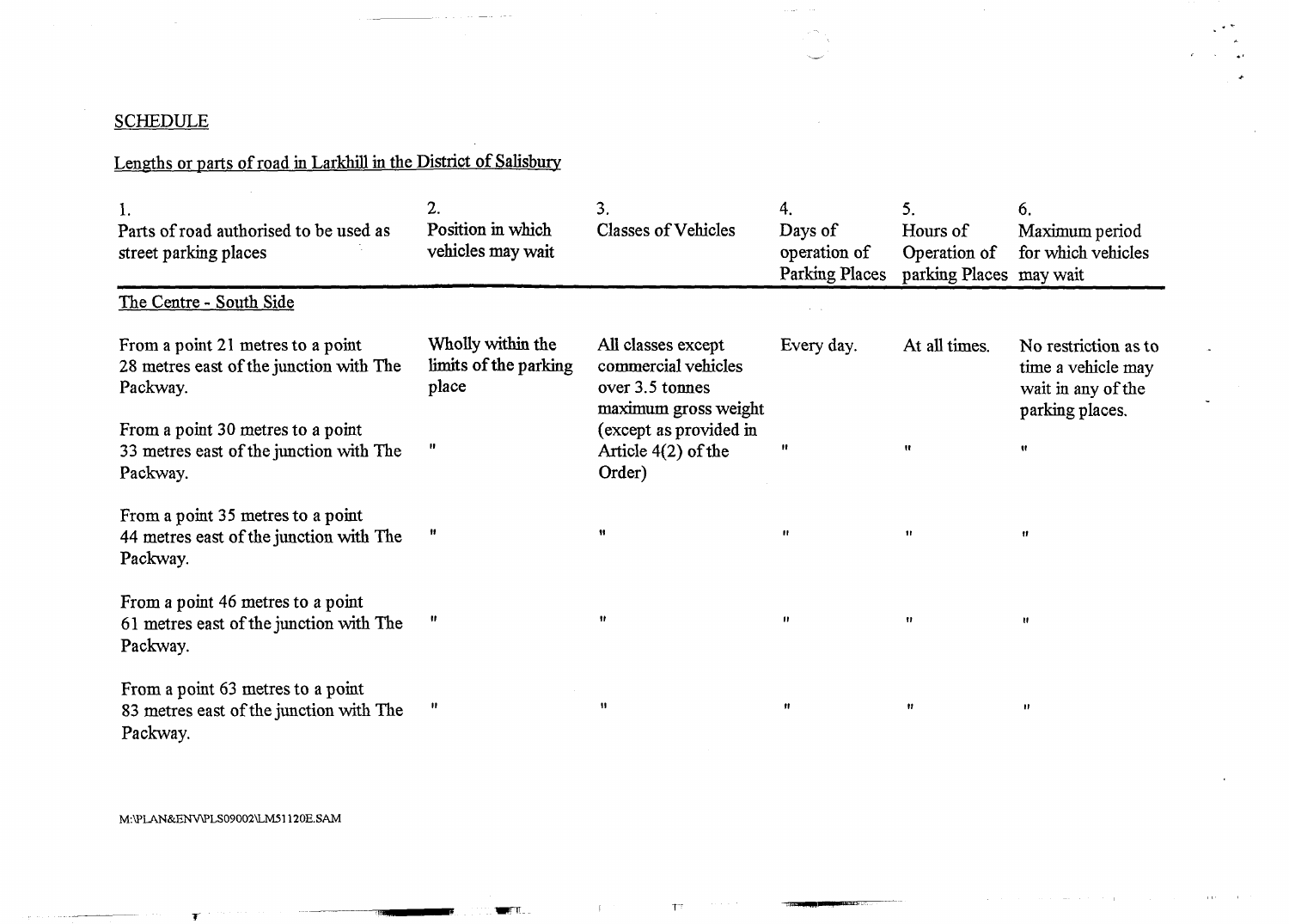SCHEDULE

Lengths or parts of road in Larkhill in the District of Salisbury

| 1. Parts of road authorised to be used as street parking places | 2. Position in which vehicles may wait | 3. Classes of Vehicles | 4. Days of operation of Parking Places | 5. Hours of Operation of parking Places | 6. Maximum period for which vehicles may wait |
|---|---|---|---|---|---|
| The Centre - South Side | | | | | |
| From a point 21 metres to a point 28 metres east of the junction with The Packway. | Wholly within the limits of the parking place | All classes except commercial vehicles over 3.5 tonnes maximum gross weight (except as provided in Article 4(2) of the Order) | Every day. | At all times. | No restriction as to time a vehicle may wait in any of the parking places. |
| From a point 30 metres to a point 33 metres east of the junction with The Packway. | " | | " | " | " |
| From a point 35 metres to a point 44 metres east of the junction with The Packway. | " | " | " | " | " |
| From a point 46 metres to a point 61 metres east of the junction with The Packway. | " | " | " | " | " |
| From a point 63 metres to a point 83 metres east of the junction with The Packway. | " | " | " | " | " |

M:\PLAN&ENV\PLS09002\LM51120E.SAM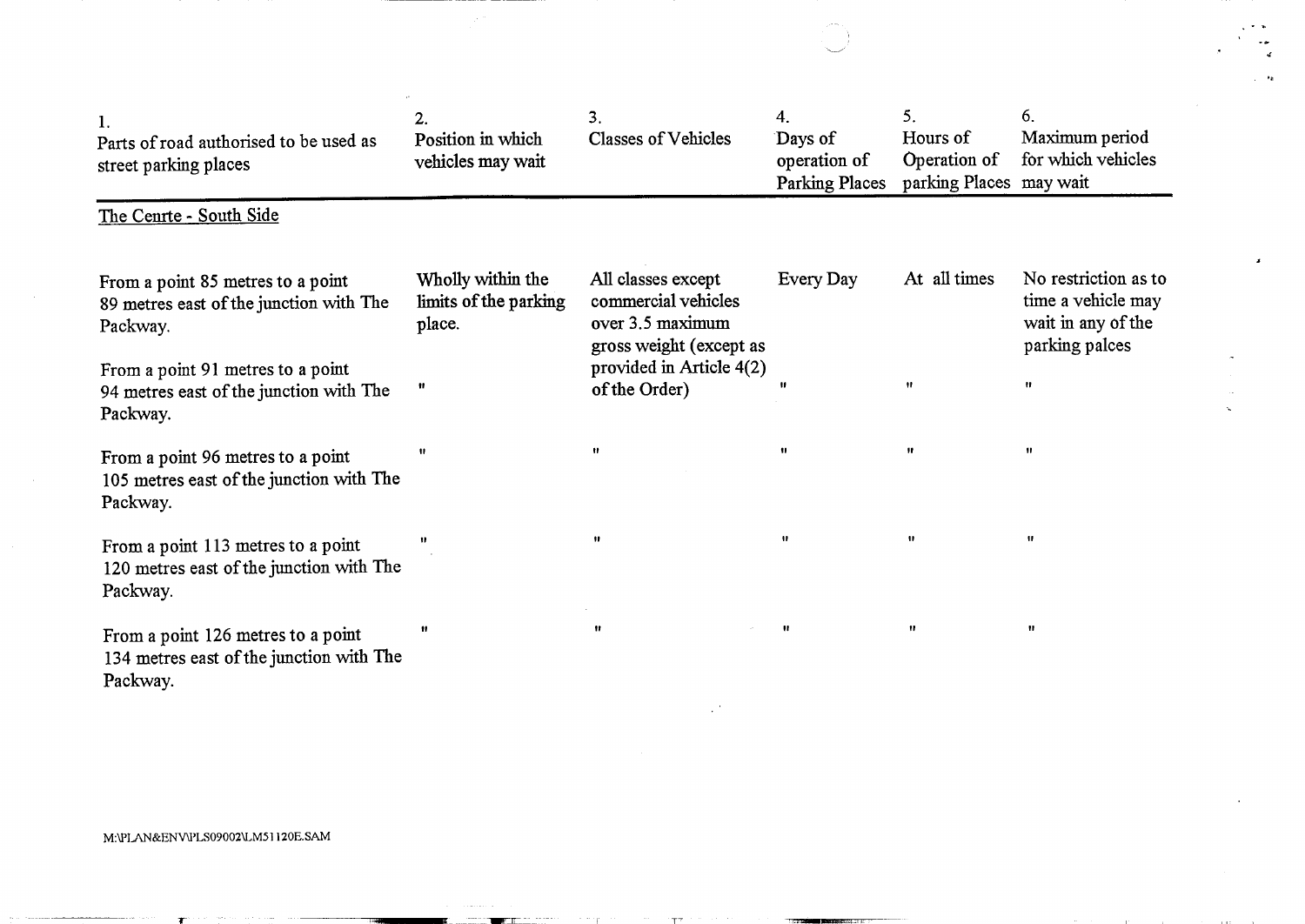| 1. Parts of road authorised to be used as street parking places | 2. Position in which vehicles may wait | 3. Classes of Vehicles | 4. Days of operation of Parking Places | 5. Hours of Operation of parking Places | 6. Maximum period for which vehicles may wait |
|---|---|---|---|---|---|
| The Cenrte - South Side | | | | | |
| From a point 85 metres to a point 89 metres east of the junction with The Packway. | Wholly within the limits of the parking place. | All classes except commercial vehicles over 3.5 maximum gross weight (except as provided in Article 4(2) of the Order) | Every Day | At all times | No restriction as to time a vehicle may wait in any of the parking palces |
| From a point 91 metres to a point 94 metres east of the junction with The Packway. | " | | " | " | " |
| From a point 96 metres to a point 105 metres east of the junction with The Packway. | " | " | " | " | " |
| From a point 113 metres to a point 120 metres east of the junction with The Packway. | " | " | " | " | " |
| From a point 126 metres to a point 134 metres east of the junction with The Packway. | " | " | " | " | " |

M:\PLAN&ENV\PLS09002\LM51120E.SAM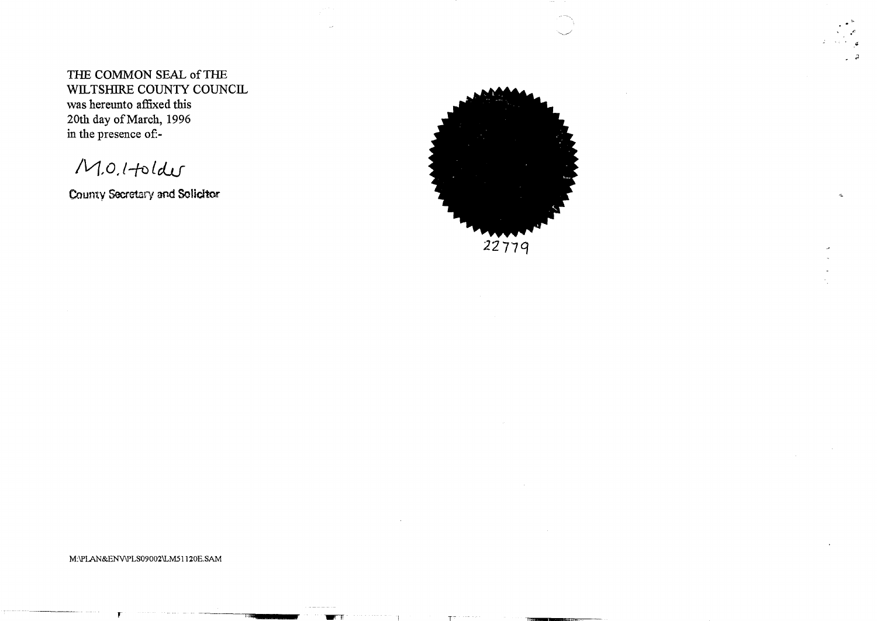THE COMMON SEAL of THE WILTSHIRE COUNTY COUNCIL was hereunto affixed this 20th day of March, 1996 in the presence of:-

M.O. Holder

County Secretary and Solicitor

22779

M:\PLAN&ENV\PLS09002\LM51120E.SAM